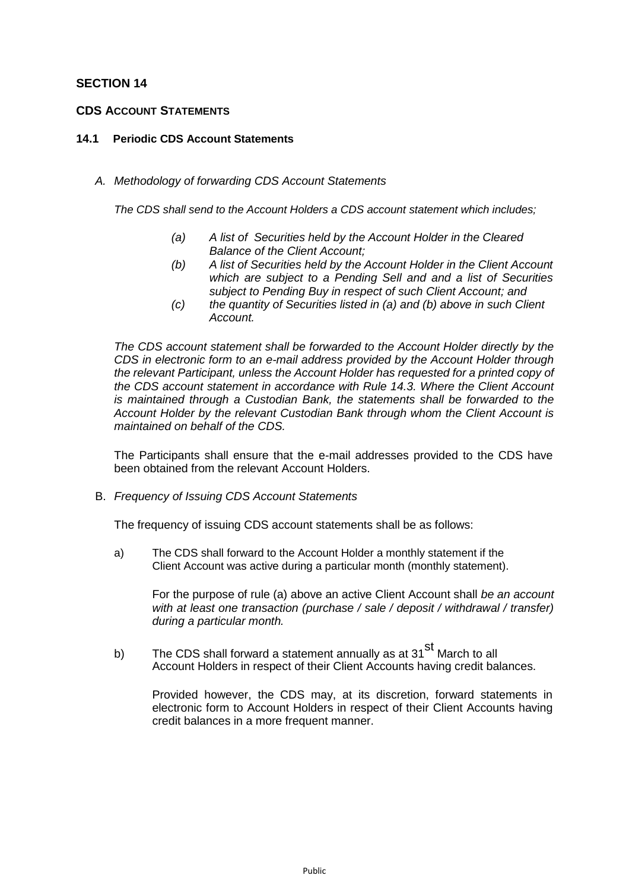## SECTION 14

### CDS ACCOUNT STATEMENTS

#### 14.1 Periodic CDS Account Statements

A. *Methodology of forwarding CDS Account Statements*

*The CDS shall send to the Account Holders a CDS account statement which includes;*

- *(a) A list of Securities held by the Account Holder in the Cleared Balance of the Client Account;*
- *(b) A list of Securities held by the Account Holder in the Client Account which are subject to a Pending Sell and and a list of Securities subject to Pending Buy in respect of such Client Account; and*
- *(c) the quantity of Securities listed in (a) and (b) above in such Client Account.*

*The CDS account statement shall be forwarded to the Account Holder directly by the CDS in electronic form to an e-mail address provided by the Account Holder through the relevant Participant, unless the Account Holder has requested for a printed copy of the CDS account statement in accordance with Rule 14.3. Where the Client Account is maintained through a Custodian Bank, the statements shall be forwarded to the Account Holder by the relevant Custodian Bank through whom the Client Account is maintained on behalf of the CDS.*

The Participants shall ensure that the e-mail addresses provided to the CDS have been obtained from the relevant Account Holders.

B. *Frequency of Issuing CDS Account Statements*

The frequency of issuing CDS account statements shall be as follows:

a) The CDS shall forward to the Account Holder a monthly statement if the Client Account was active during a particular month (monthly statement).

For the purpose of rule (a) above an active Client Account shall *be an account with at least one transaction (purchase / sale / deposit / withdrawal / transfer) during a particular month.*

b) The CDS shall forward a statement annually as at 31st March to all Account Holders in respect of their Client Accounts having credit balances.

Provided however, the CDS may, at its discretion, forward statements in electronic form to Account Holders in respect of their Client Accounts having credit balances in a more frequent manner.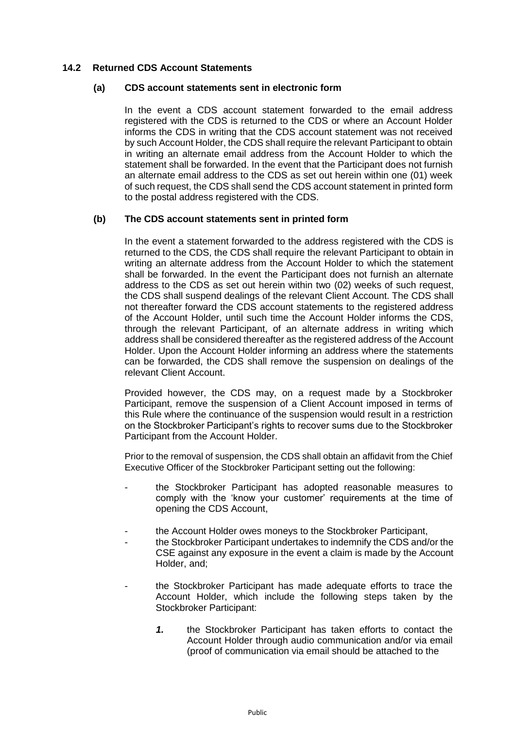### 14.2 Returned CDS Account Statements

#### (a) CDS account statements sent in electronic form

In the event a CDS account statement forwarded to the email address registered with the CDS is returned to the CDS or where an Account Holder informs the CDS in writing that the CDS account statement was not received by such Account Holder, the CDS shall require the relevant Participant to obtain in writing an alternate email address from the Account Holder to which the statement shall be forwarded. In the event that the Participant does not furnish an alternate email address to the CDS as set out herein within one (01) week of such request, the CDS shall send the CDS account statement in printed form to the postal address registered with the CDS.

#### (b) The CDS account statements sent in printed form

In the event a statement forwarded to the address registered with the CDS is returned to the CDS, the CDS shall require the relevant Participant to obtain in writing an alternate address from the Account Holder to which the statement shall be forwarded. In the event the Participant does not furnish an alternate address to the CDS as set out herein within two (02) weeks of such request, the CDS shall suspend dealings of the relevant Client Account. The CDS shall not thereafter forward the CDS account statements to the registered address of the Account Holder, until such time the Account Holder informs the CDS, through the relevant Participant, of an alternate address in writing which address shall be considered thereafter as the registered address of the Account Holder. Upon the Account Holder informing an address where the statements can be forwarded, the CDS shall remove the suspension on dealings of the relevant Client Account.

Provided however, the CDS may, on a request made by a Stockbroker Participant, remove the suspension of a Client Account imposed in terms of this Rule where the continuance of the suspension would result in a restriction on the Stockbroker Participant's rights to recover sums due to the Stockbroker Participant from the Account Holder.

Prior to the removal of suspension, the CDS shall obtain an affidavit from the Chief Executive Officer of the Stockbroker Participant setting out the following:

- the Stockbroker Participant has adopted reasonable measures to comply with the 'know your customer' requirements at the time of opening the CDS Account,
- the Account Holder owes moneys to the Stockbroker Participant,
- the Stockbroker Participant undertakes to indemnify the CDS and/or the CSE against any exposure in the event a claim is made by the Account Holder, and;
- the Stockbroker Participant has made adequate efforts to trace the Account Holder, which include the following steps taken by the Stockbroker Participant:

  ***1.*** the Stockbroker Participant has taken efforts to contact the Account Holder through audio communication and/or via email (proof of communication via email should be attached to the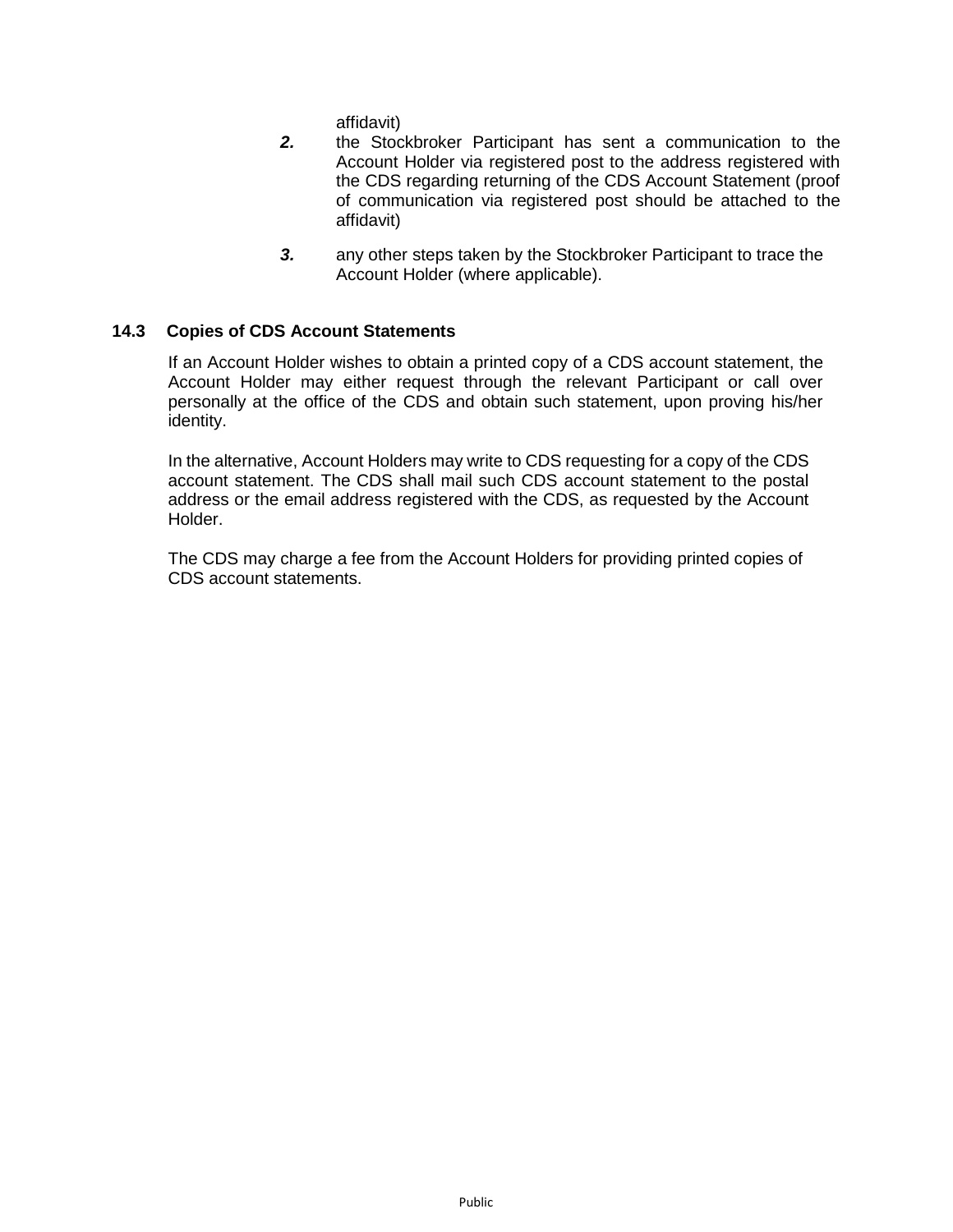affidavit)

2. the Stockbroker Participant has sent a communication to the Account Holder via registered post to the address registered with the CDS regarding returning of the CDS Account Statement (proof of communication via registered post should be attached to the affidavit)

3. any other steps taken by the Stockbroker Participant to trace the Account Holder (where applicable).

### 14.3 Copies of CDS Account Statements

If an Account Holder wishes to obtain a printed copy of a CDS account statement, the Account Holder may either request through the relevant Participant or call over personally at the office of the CDS and obtain such statement, upon proving his/her identity.

In the alternative, Account Holders may write to CDS requesting for a copy of the CDS account statement. The CDS shall mail such CDS account statement to the postal address or the email address registered with the CDS, as requested by the Account Holder.

The CDS may charge a fee from the Account Holders for providing printed copies of CDS account statements.